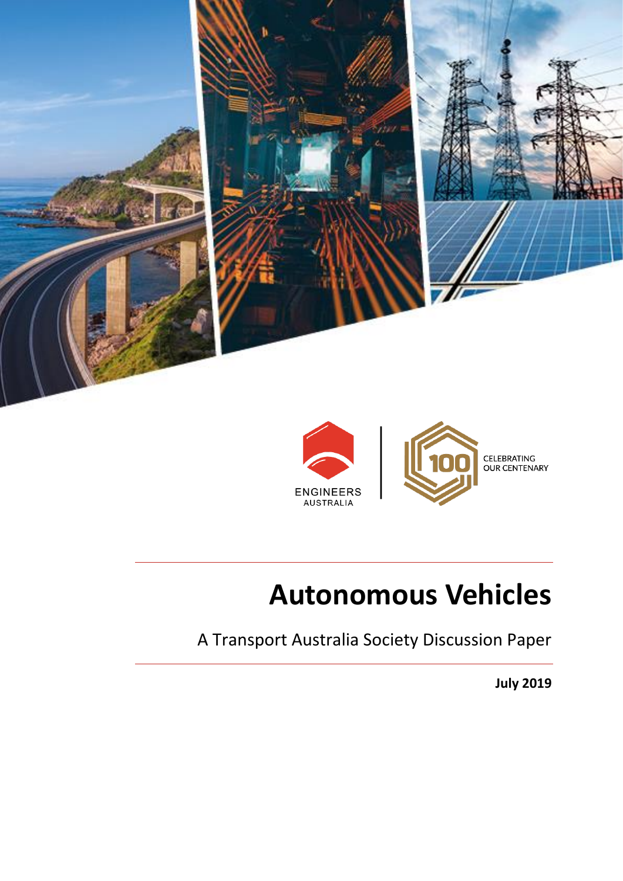ENGINEERS AUSTRALIA

CELEBRATING OUR CENTENARY

# Autonomous Vehicles

A Transport Australia Society Discussion Paper

**July 2019**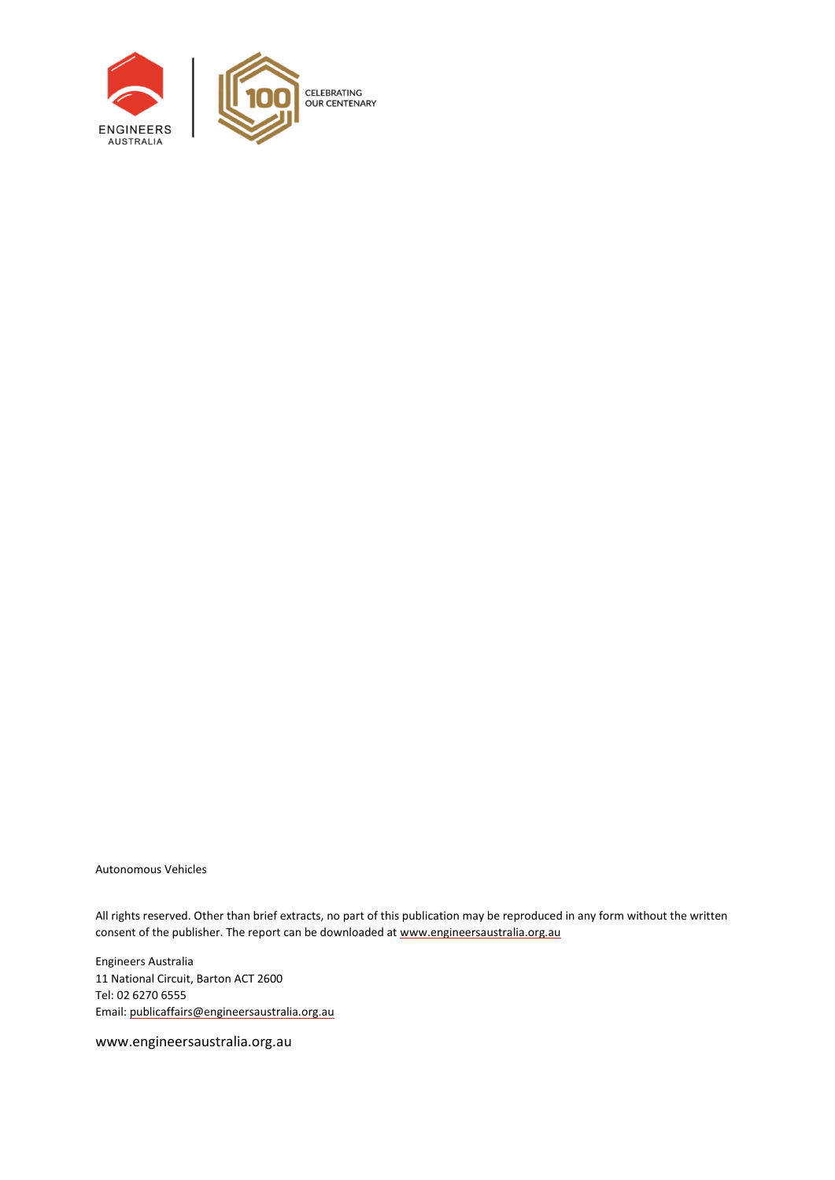Autonomous Vehicles

All rights reserved. Other than brief extracts, no part of this publication may be reproduced in any form without the written consent of the publisher. The report can be downloaded at www.engineersaustralia.org.au

Engineers Australia
11 National Circuit, Barton ACT 2600
Tel: 02 6270 6555
Email: publicaffairs@engineersaustralia.org.au

www.engineersaustralia.org.au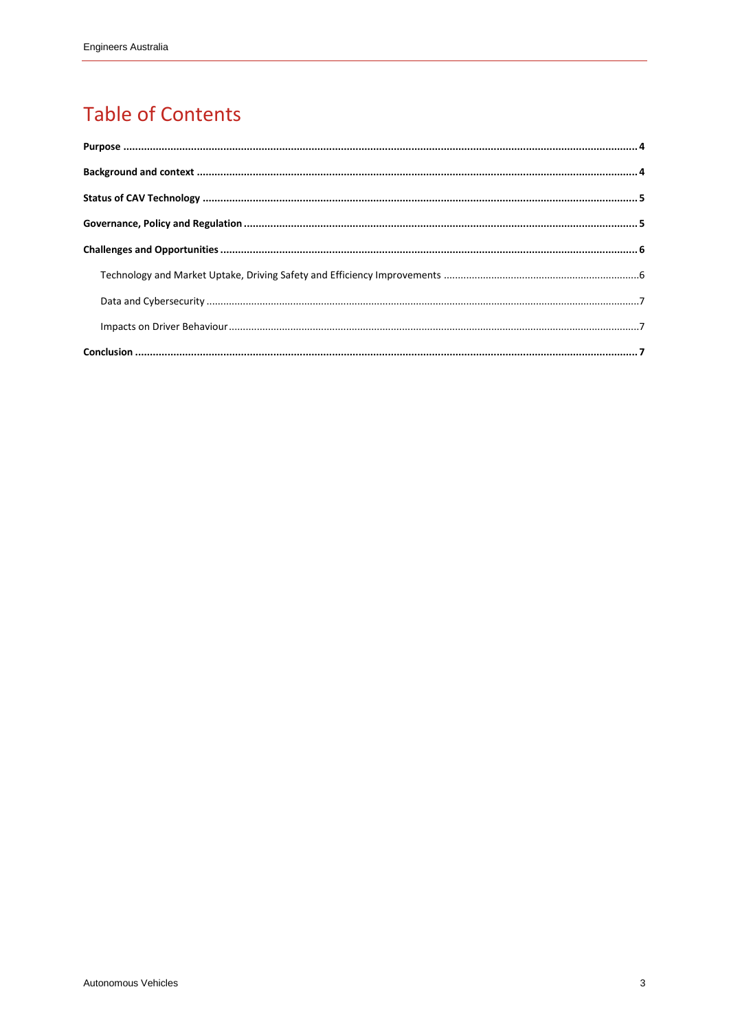# Table of Contents

**Purpose** ..... **4**

**Background and context** ..... **4**

**Status of CAV Technology** ..... **5**

**Governance, Policy and Regulation** ..... **5**

**Challenges and Opportunities** ..... **6**

- Technology and Market Uptake, Driving Safety and Efficiency Improvements ..... 6
- Data and Cybersecurity ..... 7
- Impacts on Driver Behaviour ..... 7

**Conclusion** ..... **7**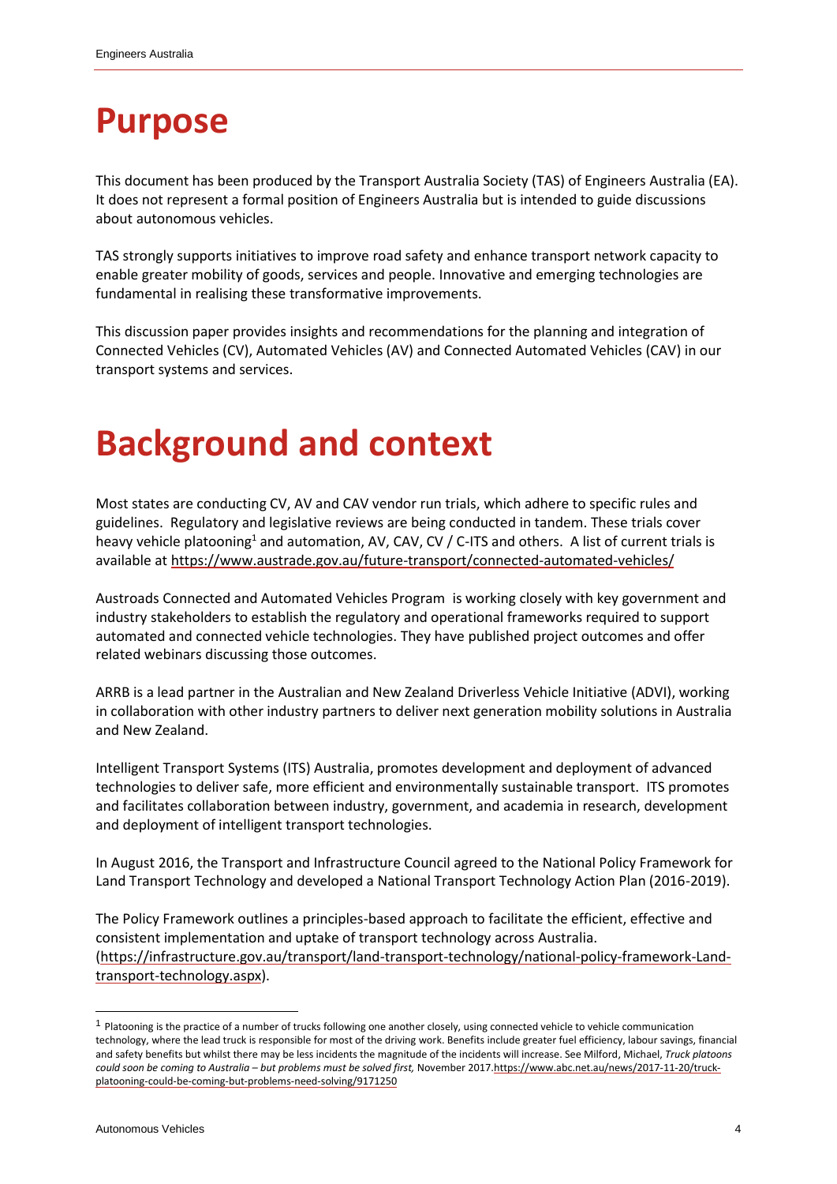# Purpose

This document has been produced by the Transport Australia Society (TAS) of Engineers Australia (EA). It does not represent a formal position of Engineers Australia but is intended to guide discussions about autonomous vehicles.

TAS strongly supports initiatives to improve road safety and enhance transport network capacity to enable greater mobility of goods, services and people. Innovative and emerging technologies are fundamental in realising these transformative improvements.

This discussion paper provides insights and recommendations for the planning and integration of Connected Vehicles (CV), Automated Vehicles (AV) and Connected Automated Vehicles (CAV) in our transport systems and services.

# Background and context

Most states are conducting CV, AV and CAV vendor run trials, which adhere to specific rules and guidelines. Regulatory and legislative reviews are being conducted in tandem. These trials cover heavy vehicle platooning[1] and automation, AV, CAV, CV / C-ITS and others. A list of current trials is available at https://www.austrade.gov.au/future-transport/connected-automated-vehicles/

Austroads Connected and Automated Vehicles Program is working closely with key government and industry stakeholders to establish the regulatory and operational frameworks required to support automated and connected vehicle technologies. They have published project outcomes and offer related webinars discussing those outcomes.

ARRB is a lead partner in the Australian and New Zealand Driverless Vehicle Initiative (ADVI), working in collaboration with other industry partners to deliver next generation mobility solutions in Australia and New Zealand.

Intelligent Transport Systems (ITS) Australia, promotes development and deployment of advanced technologies to deliver safe, more efficient and environmentally sustainable transport. ITS promotes and facilitates collaboration between industry, government, and academia in research, development and deployment of intelligent transport technologies.

In August 2016, the Transport and Infrastructure Council agreed to the National Policy Framework for Land Transport Technology and developed a National Transport Technology Action Plan (2016-2019).

The Policy Framework outlines a principles-based approach to facilitate the efficient, effective and consistent implementation and uptake of transport technology across Australia. (https://infrastructure.gov.au/transport/land-transport-technology/national-policy-framework-Land-transport-technology.aspx).

---

[1] Platooning is the practice of a number of trucks following one another closely, using connected vehicle to vehicle communication technology, where the lead truck is responsible for most of the driving work. Benefits include greater fuel efficiency, labour savings, financial and safety benefits but whilst there may be less incidents the magnitude of the incidents will increase. See Milford, Michael, *Truck platoons could soon be coming to Australia – but problems must be solved first,* November 2017.https://www.abc.net.au/news/2017-11-20/truck-platooning-could-be-coming-but-problems-need-solving/9171250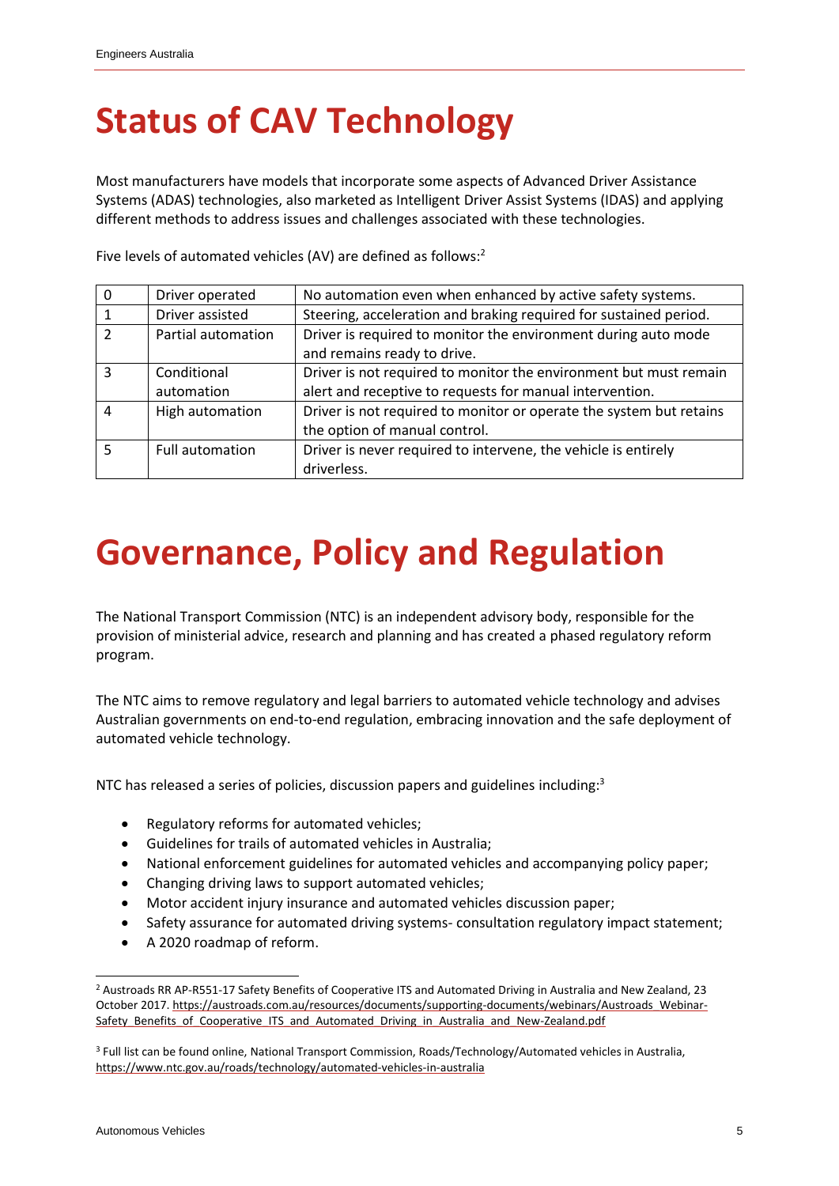# Status of CAV Technology

Most manufacturers have models that incorporate some aspects of Advanced Driver Assistance Systems (ADAS) technologies, also marketed as Intelligent Driver Assist Systems (IDAS) and applying different methods to address issues and challenges associated with these technologies.

Five levels of automated vehicles (AV) are defined as follows:[2]

| | | |
|---|---|---|
| 0 | Driver operated | No automation even when enhanced by active safety systems. |
| 1 | Driver assisted | Steering, acceleration and braking required for sustained period. |
| 2 | Partial automation | Driver is required to monitor the environment during auto mode and remains ready to drive. |
| 3 | Conditional automation | Driver is not required to monitor the environment but must remain alert and receptive to requests for manual intervention. |
| 4 | High automation | Driver is not required to monitor or operate the system but retains the option of manual control. |
| 5 | Full automation | Driver is never required to intervene, the vehicle is entirely driverless. |

# Governance, Policy and Regulation

The National Transport Commission (NTC) is an independent advisory body, responsible for the provision of ministerial advice, research and planning and has created a phased regulatory reform program.

The NTC aims to remove regulatory and legal barriers to automated vehicle technology and advises Australian governments on end-to-end regulation, embracing innovation and the safe deployment of automated vehicle technology.

NTC has released a series of policies, discussion papers and guidelines including:[3]

- Regulatory reforms for automated vehicles;
- Guidelines for trails of automated vehicles in Australia;
- National enforcement guidelines for automated vehicles and accompanying policy paper;
- Changing driving laws to support automated vehicles;
- Motor accident injury insurance and automated vehicles discussion paper;
- Safety assurance for automated driving systems- consultation regulatory impact statement;
- A 2020 roadmap of reform.

---

[2] Austroads RR AP-R551-17 Safety Benefits of Cooperative ITS and Automated Driving in Australia and New Zealand, 23 October 2017. https://austroads.com.au/resources/documents/supporting-documents/webinars/Austroads_Webinar-Safety_Benefits_of_Cooperative_ITS_and_Automated_Driving_in_Australia_and_New-Zealand.pdf

[3] Full list can be found online, National Transport Commission, Roads/Technology/Automated vehicles in Australia, https://www.ntc.gov.au/roads/technology/automated-vehicles-in-australia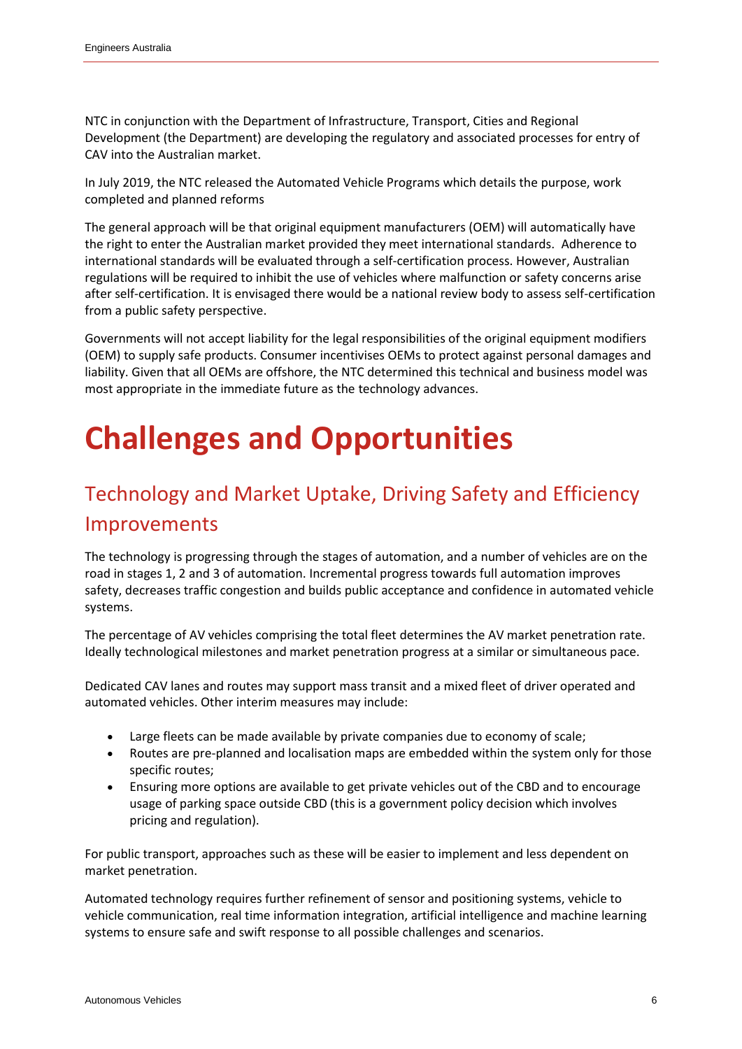NTC in conjunction with the Department of Infrastructure, Transport, Cities and Regional Development (the Department) are developing the regulatory and associated processes for entry of CAV into the Australian market.

In July 2019, the NTC released the Automated Vehicle Programs which details the purpose, work completed and planned reforms

The general approach will be that original equipment manufacturers (OEM) will automatically have the right to enter the Australian market provided they meet international standards. Adherence to international standards will be evaluated through a self-certification process. However, Australian regulations will be required to inhibit the use of vehicles where malfunction or safety concerns arise after self-certification. It is envisaged there would be a national review body to assess self-certification from a public safety perspective.

Governments will not accept liability for the legal responsibilities of the original equipment modifiers (OEM) to supply safe products. Consumer incentivises OEMs to protect against personal damages and liability. Given that all OEMs are offshore, the NTC determined this technical and business model was most appropriate in the immediate future as the technology advances.

# Challenges and Opportunities

## Technology and Market Uptake, Driving Safety and Efficiency Improvements

The technology is progressing through the stages of automation, and a number of vehicles are on the road in stages 1, 2 and 3 of automation. Incremental progress towards full automation improves safety, decreases traffic congestion and builds public acceptance and confidence in automated vehicle systems.

The percentage of AV vehicles comprising the total fleet determines the AV market penetration rate. Ideally technological milestones and market penetration progress at a similar or simultaneous pace.

Dedicated CAV lanes and routes may support mass transit and a mixed fleet of driver operated and automated vehicles. Other interim measures may include:

- Large fleets can be made available by private companies due to economy of scale;
- Routes are pre-planned and localisation maps are embedded within the system only for those specific routes;
- Ensuring more options are available to get private vehicles out of the CBD and to encourage usage of parking space outside CBD (this is a government policy decision which involves pricing and regulation).

For public transport, approaches such as these will be easier to implement and less dependent on market penetration.

Automated technology requires further refinement of sensor and positioning systems, vehicle to vehicle communication, real time information integration, artificial intelligence and machine learning systems to ensure safe and swift response to all possible challenges and scenarios.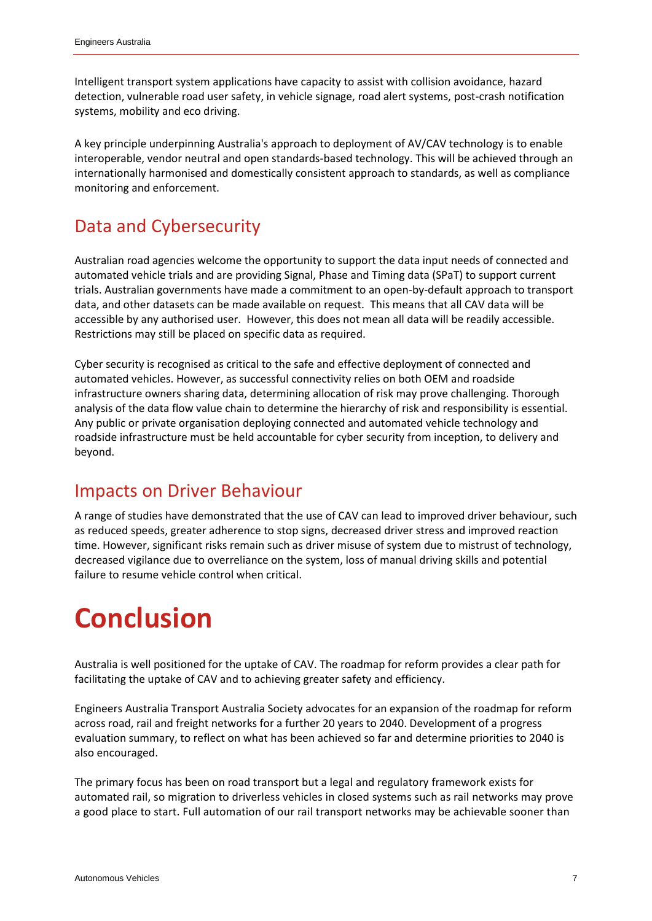Intelligent transport system applications have capacity to assist with collision avoidance, hazard detection, vulnerable road user safety, in vehicle signage, road alert systems, post-crash notification systems, mobility and eco driving.

A key principle underpinning Australia's approach to deployment of AV/CAV technology is to enable interoperable, vendor neutral and open standards-based technology. This will be achieved through an internationally harmonised and domestically consistent approach to standards, as well as compliance monitoring and enforcement.

## Data and Cybersecurity

Australian road agencies welcome the opportunity to support the data input needs of connected and automated vehicle trials and are providing Signal, Phase and Timing data (SPaT) to support current trials. Australian governments have made a commitment to an open-by-default approach to transport data, and other datasets can be made available on request. This means that all CAV data will be accessible by any authorised user. However, this does not mean all data will be readily accessible. Restrictions may still be placed on specific data as required.

Cyber security is recognised as critical to the safe and effective deployment of connected and automated vehicles. However, as successful connectivity relies on both OEM and roadside infrastructure owners sharing data, determining allocation of risk may prove challenging. Thorough analysis of the data flow value chain to determine the hierarchy of risk and responsibility is essential. Any public or private organisation deploying connected and automated vehicle technology and roadside infrastructure must be held accountable for cyber security from inception, to delivery and beyond.

## Impacts on Driver Behaviour

A range of studies have demonstrated that the use of CAV can lead to improved driver behaviour, such as reduced speeds, greater adherence to stop signs, decreased driver stress and improved reaction time. However, significant risks remain such as driver misuse of system due to mistrust of technology, decreased vigilance due to overreliance on the system, loss of manual driving skills and potential failure to resume vehicle control when critical.

# Conclusion

Australia is well positioned for the uptake of CAV. The roadmap for reform provides a clear path for facilitating the uptake of CAV and to achieving greater safety and efficiency.

Engineers Australia Transport Australia Society advocates for an expansion of the roadmap for reform across road, rail and freight networks for a further 20 years to 2040. Development of a progress evaluation summary, to reflect on what has been achieved so far and determine priorities to 2040 is also encouraged.

The primary focus has been on road transport but a legal and regulatory framework exists for automated rail, so migration to driverless vehicles in closed systems such as rail networks may prove a good place to start. Full automation of our rail transport networks may be achievable sooner than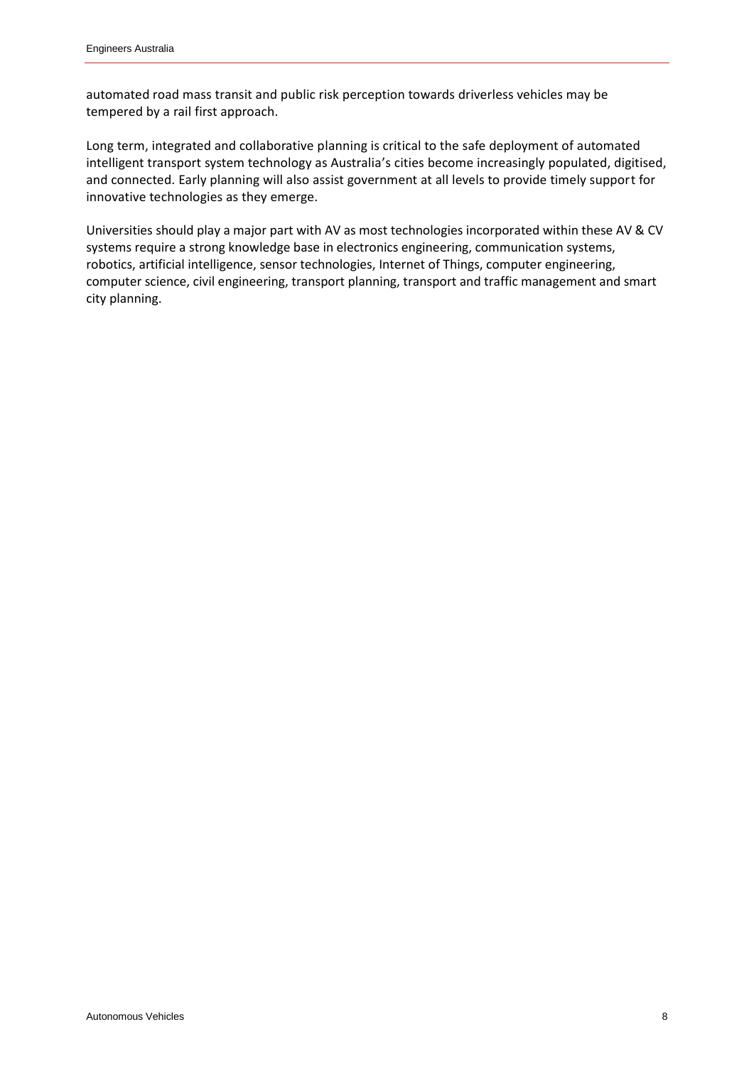automated road mass transit and public risk perception towards driverless vehicles may be tempered by a rail first approach.

Long term, integrated and collaborative planning is critical to the safe deployment of automated intelligent transport system technology as Australia's cities become increasingly populated, digitised, and connected. Early planning will also assist government at all levels to provide timely support for innovative technologies as they emerge.

Universities should play a major part with AV as most technologies incorporated within these AV & CV systems require a strong knowledge base in electronics engineering, communication systems, robotics, artificial intelligence, sensor technologies, Internet of Things, computer engineering, computer science, civil engineering, transport planning, transport and traffic management and smart city planning.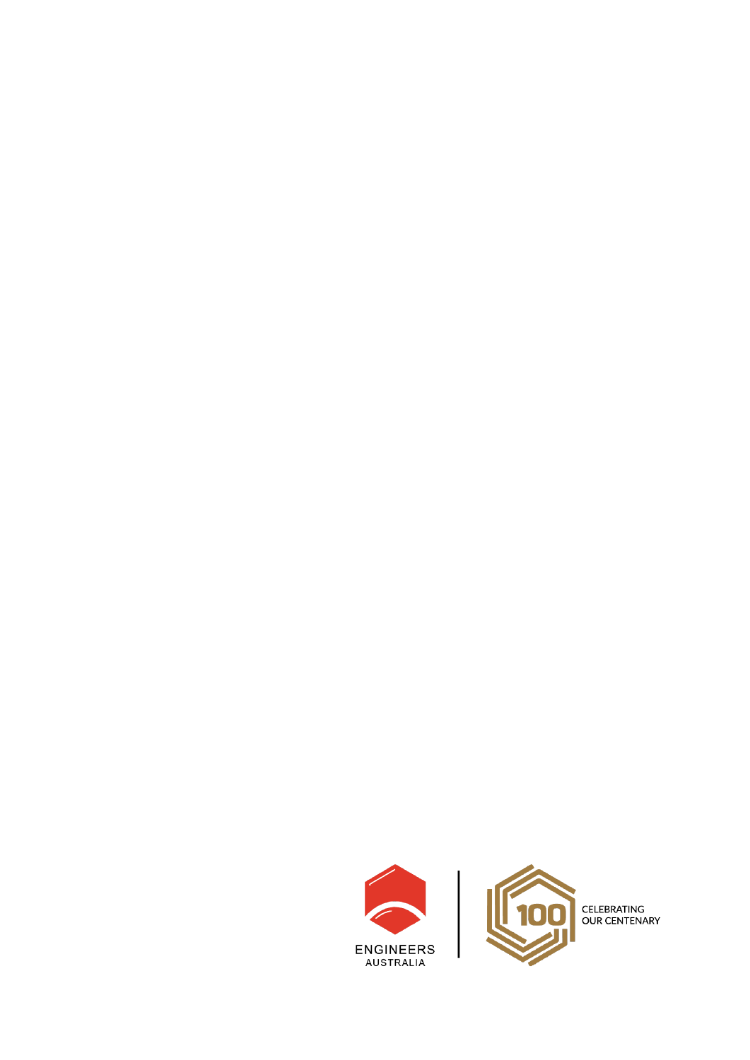ENGINEERS
AUSTRALIA

CELEBRATING
OUR CENTENARY